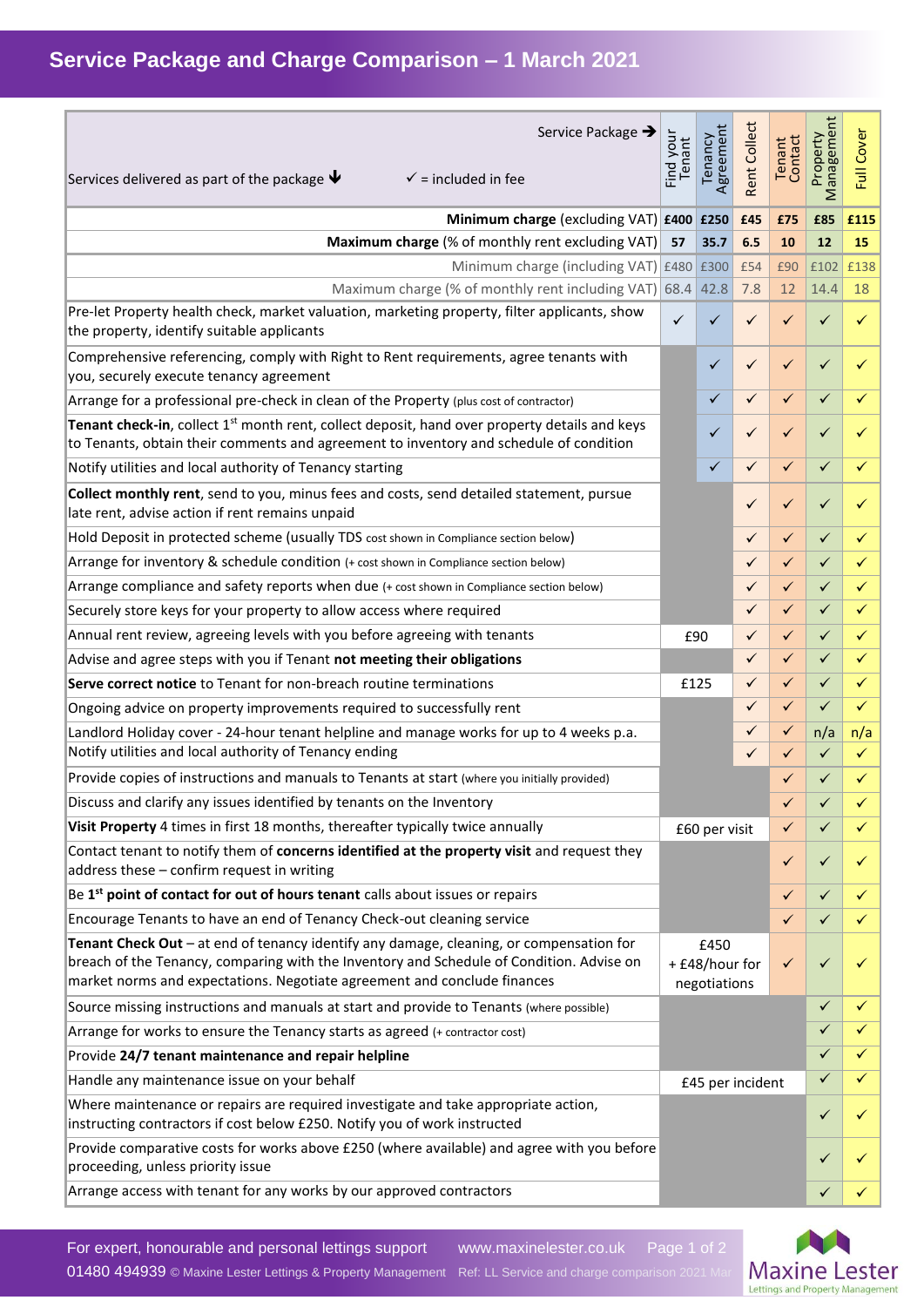# Service Package and Charge Comparison – 1 March 2021

| Service Package ➔ <br> Services delivered as part of the package 🡻 ✓ = included in fee | Find your Tenant | Tenancy Agreement | Rent Collect | Tenant Contact | Property Management | Full Cover |
|---|---|---|---|---|---|---|
| **Minimum charge** (excluding VAT) | **£400** | **£250** | **£45** | **£75** | **£85** | **£115** |
| **Maximum charge** (% of monthly rent excluding VAT) | **57** | **35.7** | **6.5** | **10** | **12** | **15** |
| Minimum charge (including VAT) | £480 | £300 | £54 | £90 | £102 | £138 |
| Maximum charge (% of monthly rent including VAT) | 68.4 | 42.8 | 7.8 | 12 | 14.4 | 18 |
| Pre-let Property health check, market valuation, marketing property, filter applicants, show the property, identify suitable applicants | ✓ | ✓ | ✓ | ✓ | ✓ | ✓ |
| Comprehensive referencing, comply with Right to Rent requirements, agree tenants with you, securely execute tenancy agreement | | ✓ | ✓ | ✓ | ✓ | ✓ |
| Arrange for a professional pre-check in clean of the Property (plus cost of contractor) | | ✓ | ✓ | ✓ | ✓ | ✓ |
| **Tenant check-in**, collect 1st month rent, collect deposit, hand over property details and keys to Tenants, obtain their comments and agreement to inventory and schedule of condition | | ✓ | ✓ | ✓ | ✓ | ✓ |
| Notify utilities and local authority of Tenancy starting | | ✓ | ✓ | ✓ | ✓ | ✓ |
| **Collect monthly rent**, send to you, minus fees and costs, send detailed statement, pursue late rent, advise action if rent remains unpaid | | | ✓ | ✓ | ✓ | ✓ |
| Hold Deposit in protected scheme (usually TDS cost shown in Compliance section below) | | | ✓ | ✓ | ✓ | ✓ |
| Arrange for inventory & schedule condition (+ cost shown in Compliance section below) | | | ✓ | ✓ | ✓ | ✓ |
| Arrange compliance and safety reports when due (+ cost shown in Compliance section below) | | | ✓ | ✓ | ✓ | ✓ |
| Securely store keys for your property to allow access where required | | | ✓ | ✓ | ✓ | ✓ |
| Annual rent review, agreeing levels with you before agreeing with tenants | £90 | | ✓ | ✓ | ✓ | ✓ |
| Advise and agree steps with you if Tenant **not meeting their obligations** | | | ✓ | ✓ | ✓ | ✓ |
| **Serve correct notice** to Tenant for non-breach routine terminations | £125 | | ✓ | ✓ | ✓ | ✓ |
| Ongoing advice on property improvements required to successfully rent | | | ✓ | ✓ | ✓ | ✓ |
| Landlord Holiday cover - 24-hour tenant helpline and manage works for up to 4 weeks p.a. | | | ✓ | ✓ | n/a | n/a |
| Notify utilities and local authority of Tenancy ending | | | ✓ | ✓ | ✓ | ✓ |
| Provide copies of instructions and manuals to Tenants at start (where you initially provided) | | | | ✓ | ✓ | ✓ |
| Discuss and clarify any issues identified by tenants on the Inventory | | | | ✓ | ✓ | ✓ |
| **Visit Property** 4 times in first 18 months, thereafter typically twice annually | £60 per visit | | | ✓ | ✓ | ✓ |
| Contact tenant to notify them of **concerns identified at the property visit** and request they address these – confirm request in writing | | | | ✓ | ✓ | ✓ |
| Be **1st point of contact for out of hours** tenant calls about issues or repairs | | | | ✓ | ✓ | ✓ |
| Encourage Tenants to have an end of Tenancy Check-out cleaning service | | | | ✓ | ✓ | ✓ |
| **Tenant Check Out** – at end of tenancy identify any damage, cleaning, or compensation for breach of the Tenancy, comparing with the Inventory and Schedule of Condition. Advise on market norms and expectations. Negotiate agreement and conclude finances | £450 + £48/hour for negotiations | | | ✓ | ✓ | ✓ |
| Source missing instructions and manuals at start and provide to Tenants (where possible) | | | | | ✓ | ✓ |
| Arrange for works to ensure the Tenancy starts as agreed (+ contractor cost) | | | | | ✓ | ✓ |
| Provide **24/7 tenant maintenance and repair helpline** | | | | | ✓ | ✓ |
| Handle any maintenance issue on your behalf | £45 per incident | | | | ✓ | ✓ |
| Where maintenance or repairs are required investigate and take appropriate action, instructing contractors if cost below £250. Notify you of work instructed | | | | | ✓ | ✓ |
| Provide comparative costs for works above £250 (where available) and agree with you before proceeding, unless priority issue | | | | | ✓ | ✓ |
| Arrange access with tenant for any works by our approved contractors | | | | | ✓ | ✓ |

For expert, honourable and personal lettings support www.maxinelester.co.uk

01480 494939 © Maxine Lester Lettings & Property Management Ref: LL Service and charge comparison 2021 Mar

Maxine Lester Lettings and Property Management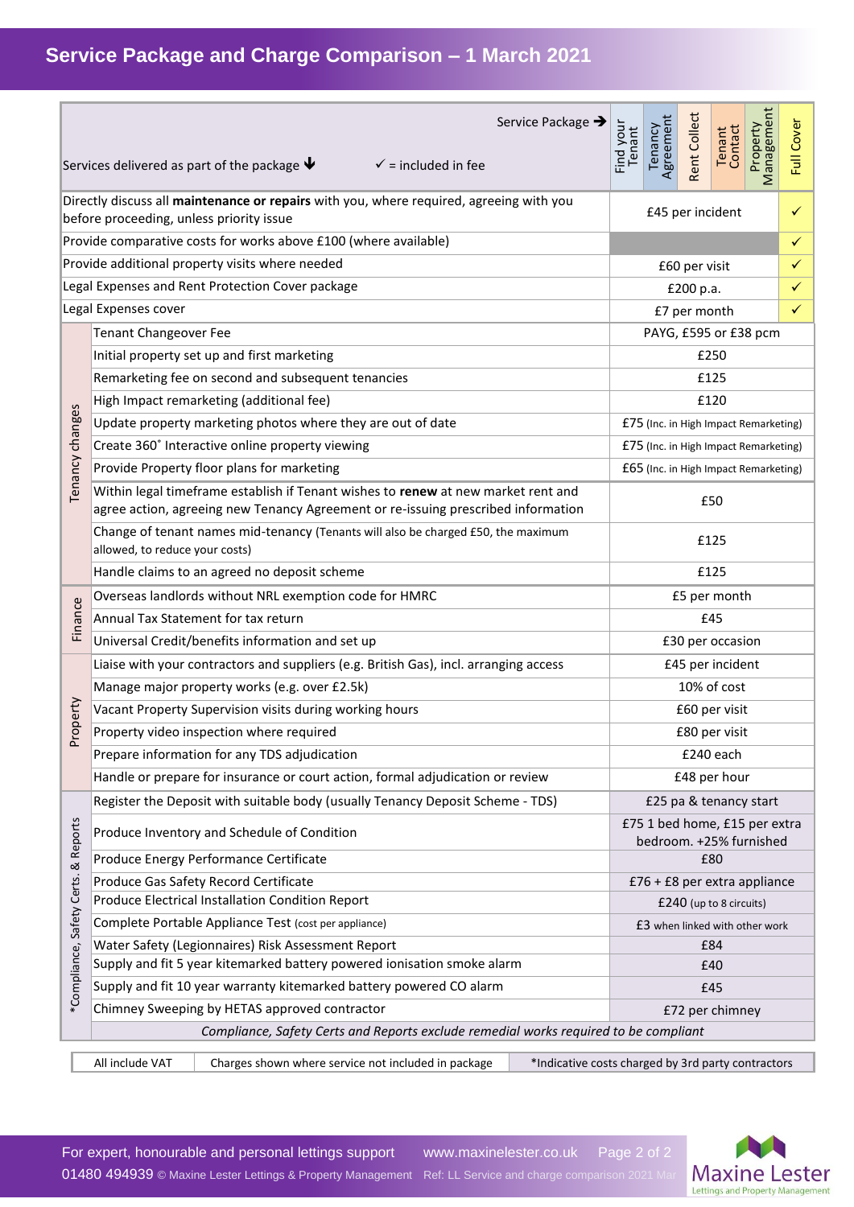# Service Package and Charge Comparison – 1 March 2021

| | Services delivered as part of the package ✓ = included in fee | Find your Tenant | Tenancy Agreement | Rent Collect | Tenant Contact | Property Management | Full Cover |
|---|---|---|---|---|---|---|---|
| | Directly discuss all **maintenance or repairs** with you, where required, agreeing with you before proceeding, unless priority issue | £45 per incident | | | | | ✓ |
| | Provide comparative costs for works above £100 (where available) | | | | | | ✓ |
| | Provide additional property visits where needed | £60 per visit | | | | | ✓ |
| | Legal Expenses and Rent Protection Cover package | £200 p.a. | | | | | ✓ |
| | Legal Expenses cover | £7 per month | | | | | ✓ |
| Tenancy changes | Tenant Changeover Fee | PAYG, £595 or £38 pcm | | | | | |
| Tenancy changes | Initial property set up and first marketing | £250 | | | | | |
| Tenancy changes | Remarketing fee on second and subsequent tenancies | £125 | | | | | |
| Tenancy changes | High Impact remarketing (additional fee) | £120 | | | | | |
| Tenancy changes | Update property marketing photos where they are out of date | £75 (Inc. in High Impact Remarketing) | | | | | |
| Tenancy changes | Create 360˚ Interactive online property viewing | £75 (Inc. in High Impact Remarketing) | | | | | |
| Tenancy changes | Provide Property floor plans for marketing | £65 (Inc. in High Impact Remarketing) | | | | | |
| Tenancy changes | Within legal timeframe establish if Tenant wishes to **renew** at new market rent and agree action, agreeing new Tenancy Agreement or re-issuing prescribed information | £50 | | | | | |
| Tenancy changes | Change of tenant names mid-tenancy (Tenants will also be charged £50, the maximum allowed, to reduce your costs) | £125 | | | | | |
| Tenancy changes | Handle claims to an agreed no deposit scheme | £125 | | | | | |
| Finance | Overseas landlords without NRL exemption code for HMRC | £5 per month | | | | | |
| Finance | Annual Tax Statement for tax return | £45 | | | | | |
| Finance | Universal Credit/benefits information and set up | £30 per occasion | | | | | |
| Property | Liaise with your contractors and suppliers (e.g. British Gas), incl. arranging access | £45 per incident | | | | | |
| Property | Manage major property works (e.g. over £2.5k) | 10% of cost | | | | | |
| Property | Vacant Property Supervision visits during working hours | £60 per visit | | | | | |
| Property | Property video inspection where required | £80 per visit | | | | | |
| Property | Prepare information for any TDS adjudication | £240 each | | | | | |
| Property | Handle or prepare for insurance or court action, formal adjudication or review | £48 per hour | | | | | |
| *Compliance, Safety Certs. & Reports | Register the Deposit with suitable body (usually Tenancy Deposit Scheme - TDS) | £25 pa & tenancy start | | | | | |
| *Compliance, Safety Certs. & Reports | Produce Inventory and Schedule of Condition | £75 1 bed home, £15 per extra bedroom. +25% furnished | | | | | |
| *Compliance, Safety Certs. & Reports | Produce Energy Performance Certificate | £80 | | | | | |
| *Compliance, Safety Certs. & Reports | Produce Gas Safety Record Certificate | £76 + £8 per extra appliance | | | | | |
| *Compliance, Safety Certs. & Reports | Produce Electrical Installation Condition Report | £240 (up to 8 circuits) | | | | | |
| *Compliance, Safety Certs. & Reports | Complete Portable Appliance Test (cost per appliance) | £3 when linked with other work | | | | | |
| *Compliance, Safety Certs. & Reports | Water Safety (Legionnaires) Risk Assessment Report | £84 | | | | | |
| *Compliance, Safety Certs. & Reports | Supply and fit 5 year kitemarked battery powered ionisation smoke alarm | £40 | | | | | |
| *Compliance, Safety Certs. & Reports | Supply and fit 10 year warranty kitemarked battery powered CO alarm | £45 | | | | | |
| *Compliance, Safety Certs. & Reports | Chimney Sweeping by HETAS approved contractor | £72 per chimney | | | | | |
| | *Compliance, Safety Certs and Reports exclude remedial works required to be compliant* | | | | | | |

| All include VAT | Charges shown where service not included in package | *Indicative costs charged by 3rd party contractors |
|---|---|---|

For expert, honourable and personal lettings support www.maxinelester.co.uk

01480 494939 © Maxine Lester Lettings & Property Management Ref: LL Service and charge comparison 2021 Mar

Maxine Lester Lettings and Property Management